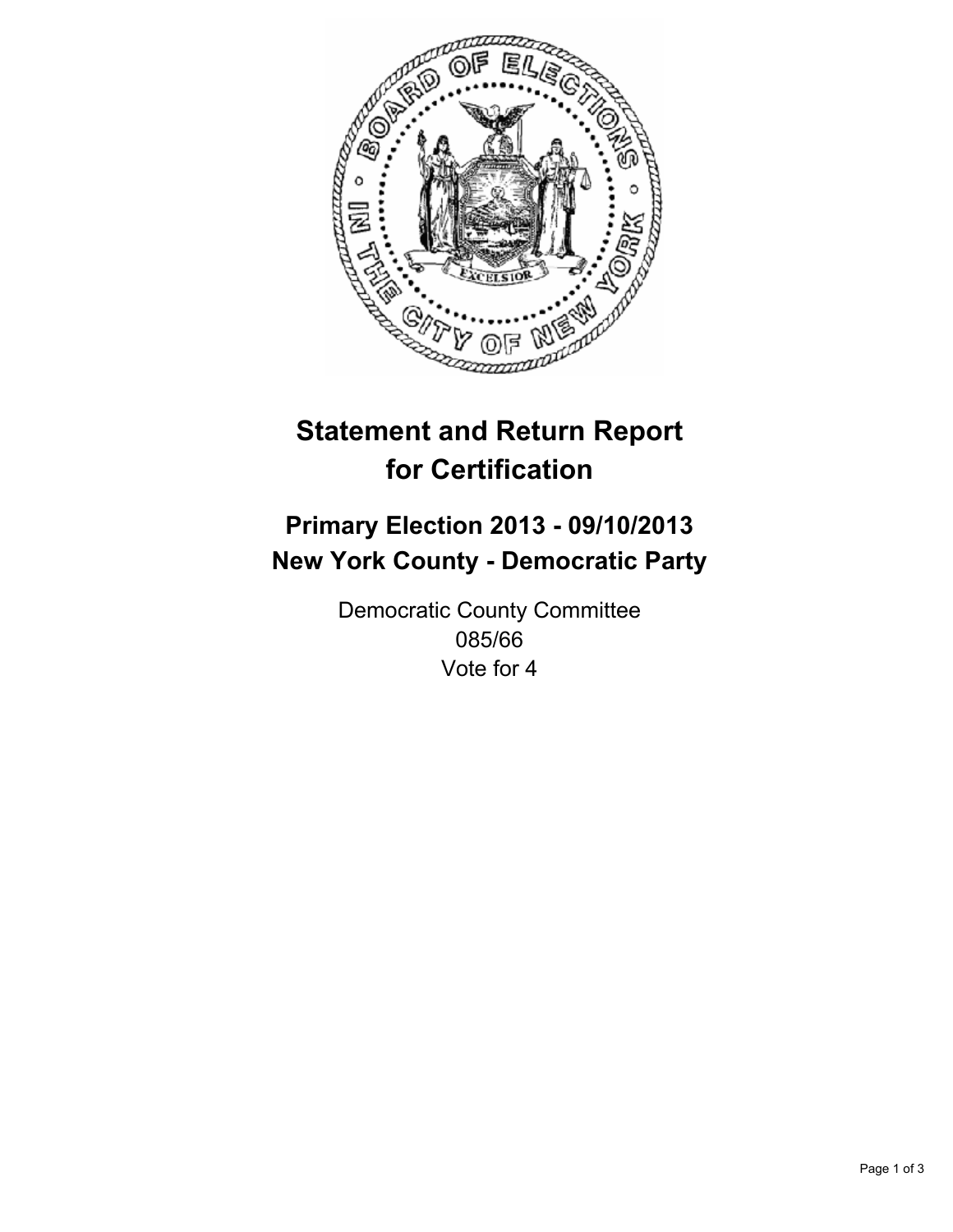# Statement and Return Report for Certification

## Primary Election 2013 - 09/10/2013
## New York County - Democratic Party

Democratic County Committee
085/66
Vote for 4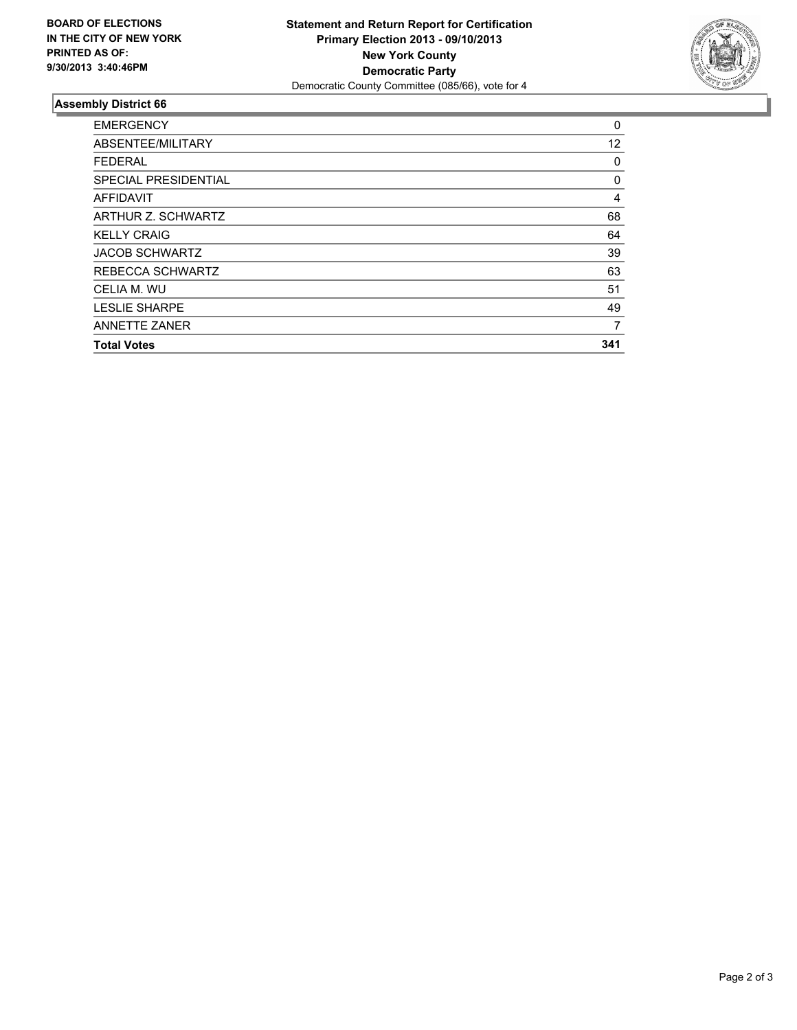**BOARD OF ELECTIONS**
**IN THE CITY OF NEW YORK**
**PRINTED AS OF:**
**9/30/2013 3:40:46PM**

**Statement and Return Report for Certification**
**Primary Election 2013 - 09/10/2013**
**New York County**
**Democratic Party**
Democratic County Committee (085/66), vote for 4

## Assembly District 66

| | |
|---|---|
| EMERGENCY | 0 |
| ABSENTEE/MILITARY | 12 |
| FEDERAL | 0 |
| SPECIAL PRESIDENTIAL | 0 |
| AFFIDAVIT | 4 |
| ARTHUR Z. SCHWARTZ | 68 |
| KELLY CRAIG | 64 |
| JACOB SCHWARTZ | 39 |
| REBECCA SCHWARTZ | 63 |
| CELIA M. WU | 51 |
| LESLIE SHARPE | 49 |
| ANNETTE ZANER | 7 |
| **Total Votes** | **341** |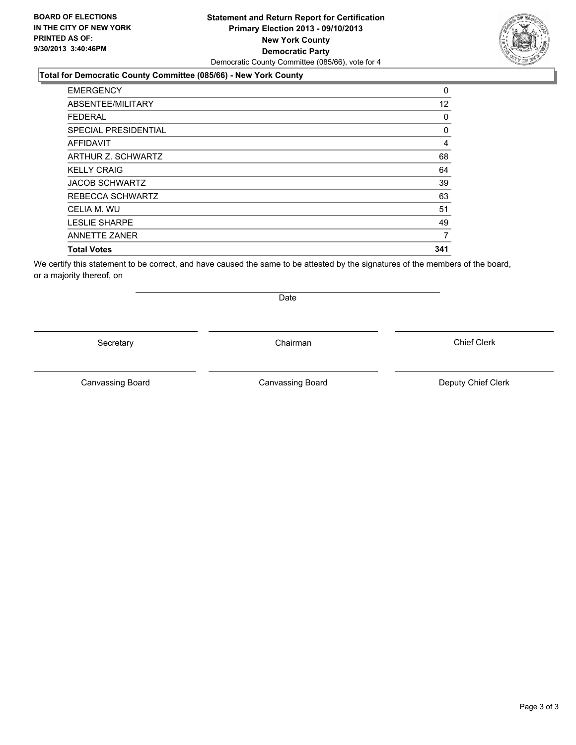**BOARD OF ELECTIONS**
**IN THE CITY OF NEW YORK**
**PRINTED AS OF:**
**9/30/2013 3:40:46PM**

**Statement and Return Report for Certification**
**Primary Election 2013 - 09/10/2013**
**New York County**
**Democratic Party**
Democratic County Committee (085/66), vote for 4

### Total for Democratic County Committee (085/66) - New York County

| | |
|---|---|
| EMERGENCY | 0 |
| ABSENTEE/MILITARY | 12 |
| FEDERAL | 0 |
| SPECIAL PRESIDENTIAL | 0 |
| AFFIDAVIT | 4 |
| ARTHUR Z. SCHWARTZ | 68 |
| KELLY CRAIG | 64 |
| JACOB SCHWARTZ | 39 |
| REBECCA SCHWARTZ | 63 |
| CELIA M. WU | 51 |
| LESLIE SHARPE | 49 |
| ANNETTE ZANER | 7 |
| **Total Votes** | **341** |

We certify this statement to be correct, and have caused the same to be attested by the signatures of the members of the board, or a majority thereof, on

Date

Secretary

Chairman

Chief Clerk

Canvassing Board

Canvassing Board

Deputy Chief Clerk